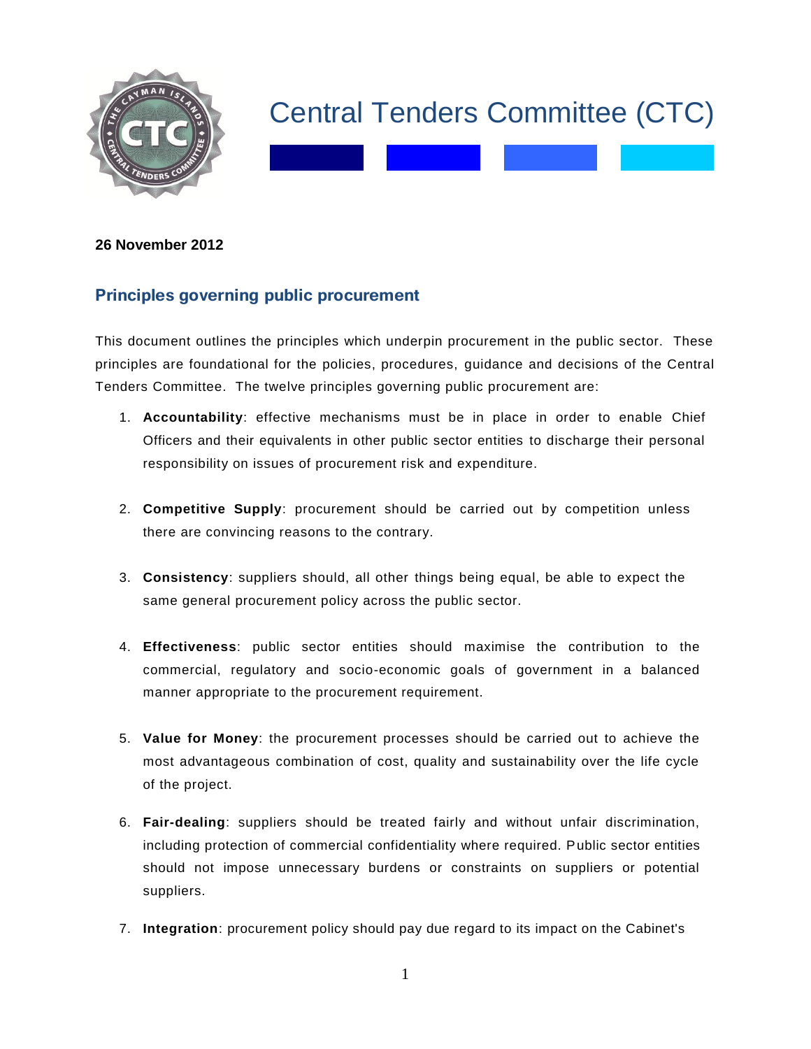# Central Tenders Committee (CTC)

**26 November 2012**

## Principles governing public procurement

This document outlines the principles which underpin procurement in the public sector. These principles are foundational for the policies, procedures, guidance and decisions of the Central Tenders Committee. The twelve principles governing public procurement are:

1. **Accountability**: effective mechanisms must be in place in order to enable Chief Officers and their equivalents in other public sector entities to discharge their personal responsibility on issues of procurement risk and expenditure.

2. **Competitive Supply**: procurement should be carried out by competition unless there are convincing reasons to the contrary.

3. **Consistency**: suppliers should, all other things being equal, be able to expect the same general procurement policy across the public sector.

4. **Effectiveness**: public sector entities should maximise the contribution to the commercial, regulatory and socio-economic goals of government in a balanced manner appropriate to the procurement requirement.

5. **Value for Money**: the procurement processes should be carried out to achieve the most advantageous combination of cost, quality and sustainability over the life cycle of the project.

6. **Fair-dealing**: suppliers should be treated fairly and without unfair discrimination, including protection of commercial confidentiality where required. Public sector entities should not impose unnecessary burdens or constraints on suppliers or potential suppliers.

7. **Integration**: procurement policy should pay due regard to its impact on the Cabinet's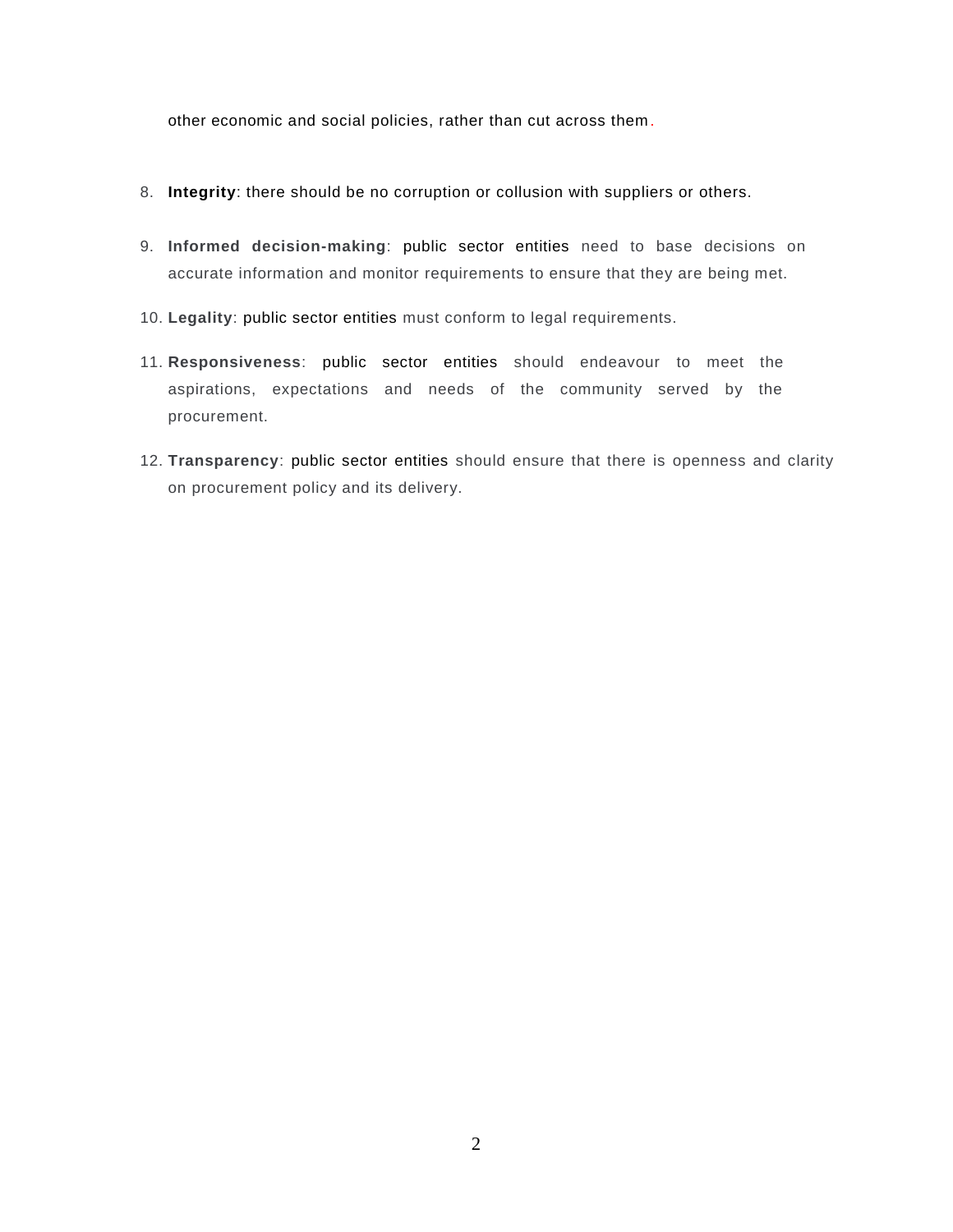other economic and social policies, rather than cut across them.

8. **Integrity**: there should be no corruption or collusion with suppliers or others.
9. **Informed decision-making**: public sector entities need to base decisions on accurate information and monitor requirements to ensure that they are being met.
10. **Legality**: public sector entities must conform to legal requirements.
11. **Responsiveness**: public sector entities should endeavour to meet the aspirations, expectations and needs of the community served by the procurement.
12. **Transparency**: public sector entities should ensure that there is openness and clarity on procurement policy and its delivery.